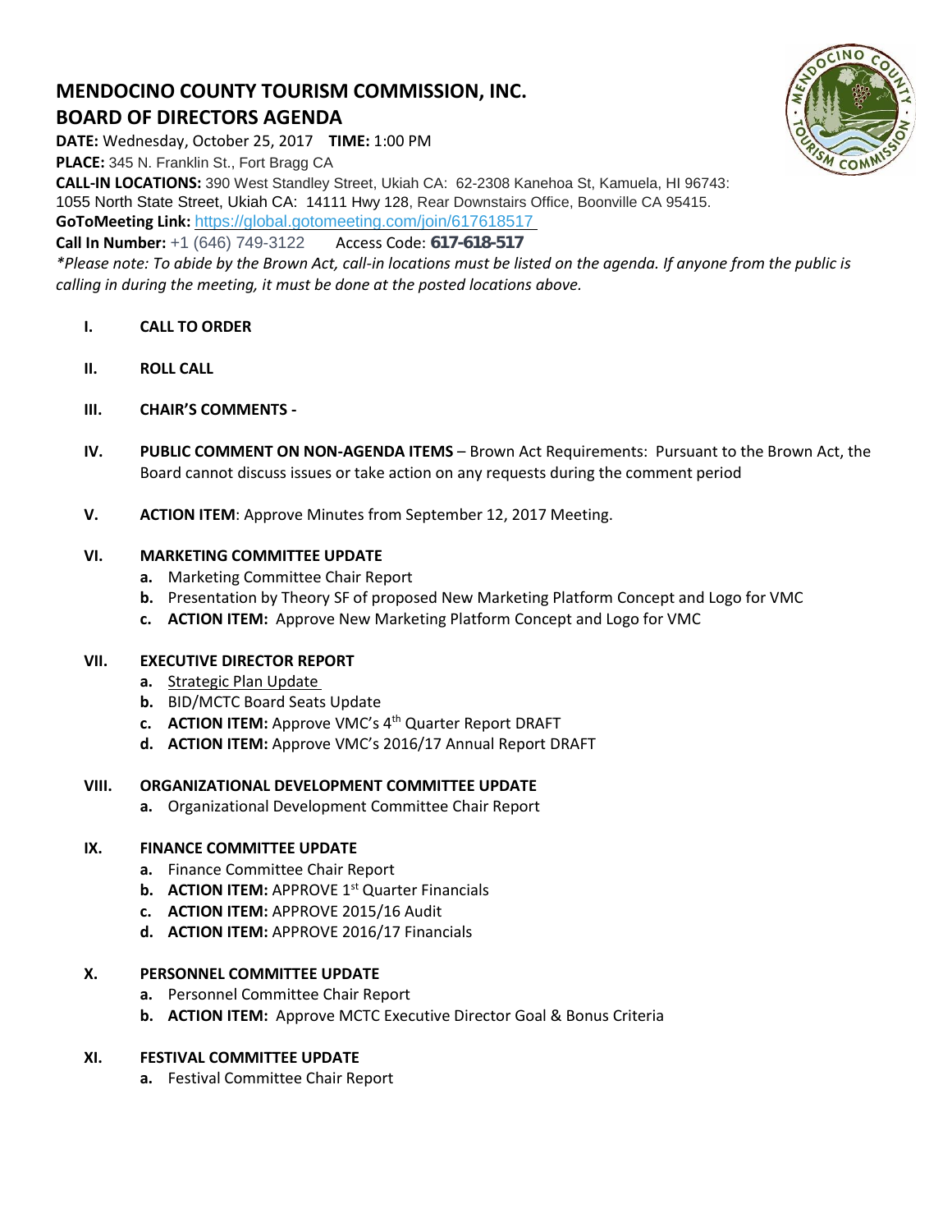# MENDOCINO COUNTY TOURISM COMMISSION, INC.
## BOARD OF DIRECTORS AGENDA

**DATE:** Wednesday, October 25, 2017 **TIME:** 1:00 PM
**PLACE:** 345 N. Franklin St., Fort Bragg CA
**CALL-IN LOCATIONS:** 390 West Standley Street, Ukiah CA: 62-2308 Kanehoa St, Kamuela, HI 96743: 1055 North State Street, Ukiah CA: 14111 Hwy 128, Rear Downstairs Office, Boonville CA 95415.
**GoToMeeting Link:** https://global.gotomeeting.com/join/617618517
**Call In Number:** +1 (646) 749-3122 Access Code: **617-618-517**

*\*Please note: To abide by the Brown Act, call-in locations must be listed on the agenda. If anyone from the public is calling in during the meeting, it must be done at the posted locations above.*

**I. CALL TO ORDER**

**II. ROLL CALL**

**III. CHAIR'S COMMENTS -**

**IV. PUBLIC COMMENT ON NON-AGENDA ITEMS** – Brown Act Requirements: Pursuant to the Brown Act, the Board cannot discuss issues or take action on any requests during the comment period

**V. ACTION ITEM**: Approve Minutes from September 12, 2017 Meeting.

**VI. MARKETING COMMITTEE UPDATE**

- **a.** Marketing Committee Chair Report
- **b.** Presentation by Theory SF of proposed New Marketing Platform Concept and Logo for VMC
- **c.** **ACTION ITEM:** Approve New Marketing Platform Concept and Logo for VMC

**VII. EXECUTIVE DIRECTOR REPORT**

- **a.** Strategic Plan Update
- **b.** BID/MCTC Board Seats Update
- **c.** **ACTION ITEM:** Approve VMC's 4th Quarter Report DRAFT
- **d.** **ACTION ITEM:** Approve VMC's 2016/17 Annual Report DRAFT

**VIII. ORGANIZATIONAL DEVELOPMENT COMMITTEE UPDATE**

- **a.** Organizational Development Committee Chair Report

**IX. FINANCE COMMITTEE UPDATE**

- **a.** Finance Committee Chair Report
- **b.** **ACTION ITEM:** APPROVE 1st Quarter Financials
- **c.** **ACTION ITEM:** APPROVE 2015/16 Audit
- **d.** **ACTION ITEM:** APPROVE 2016/17 Financials

**X. PERSONNEL COMMITTEE UPDATE**

- **a.** Personnel Committee Chair Report
- **b.** **ACTION ITEM:** Approve MCTC Executive Director Goal & Bonus Criteria

**XI. FESTIVAL COMMITTEE UPDATE**

- **a.** Festival Committee Chair Report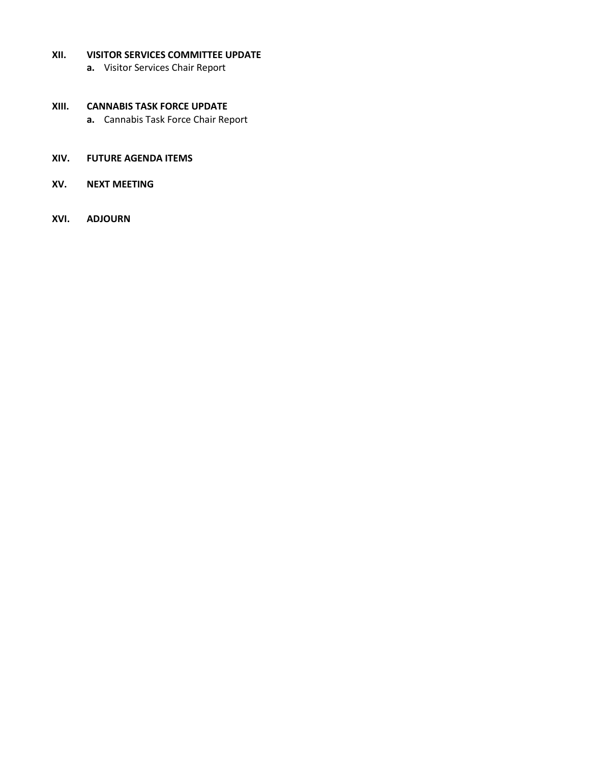**XII. VISITOR SERVICES COMMITTEE UPDATE**

**a.** Visitor Services Chair Report

**XIII. CANNABIS TASK FORCE UPDATE**

**a.** Cannabis Task Force Chair Report

**XIV. FUTURE AGENDA ITEMS**

**XV. NEXT MEETING**

**XVI. ADJOURN**